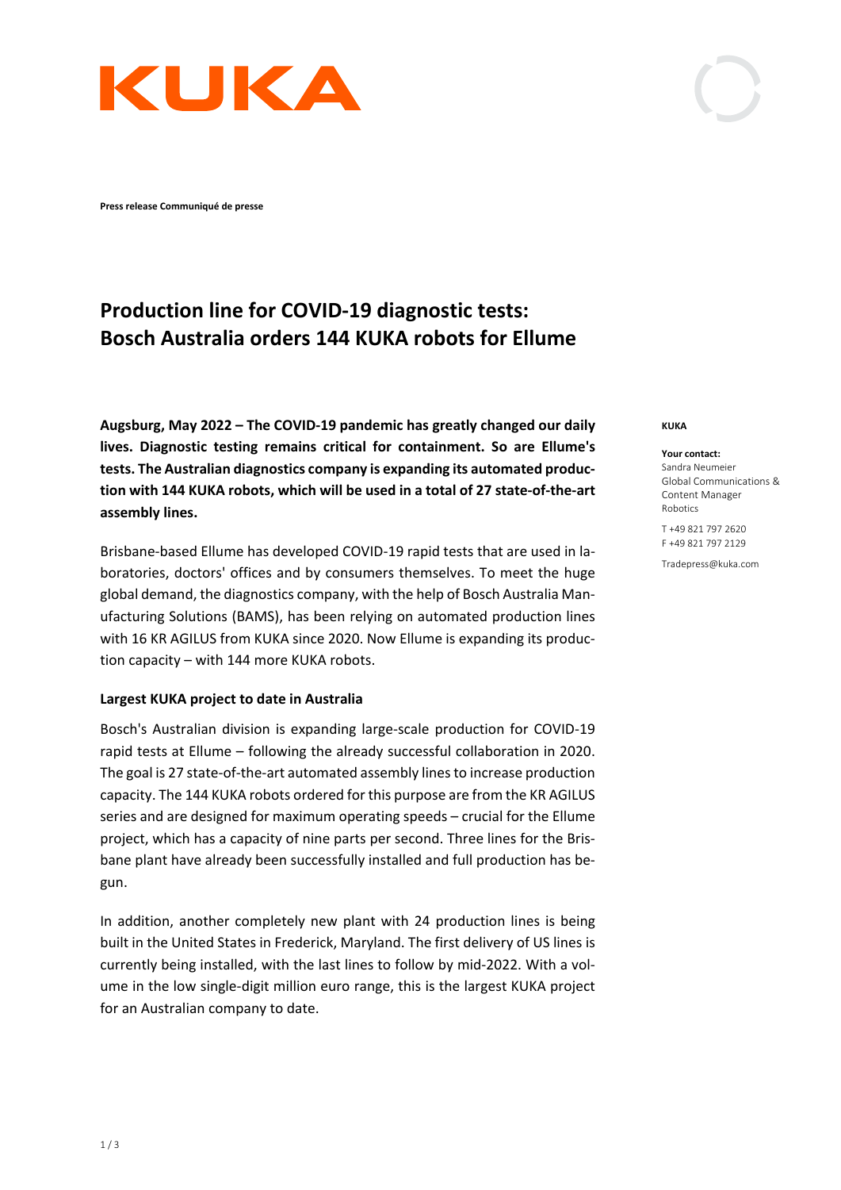KUKA

**Press release Communiqué de presse**

# Production line for COVID-19 diagnostic tests: Bosch Australia orders 144 KUKA robots for Ellume

**Augsburg, May 2022 – The COVID-19 pandemic has greatly changed our daily lives. Diagnostic testing remains critical for containment. So are Ellume's tests. The Australian diagnostics company is expanding its automated production with 144 KUKA robots, which will be used in a total of 27 state-of-the-art assembly lines.**

Brisbane-based Ellume has developed COVID-19 rapid tests that are used in laboratories, doctors' offices and by consumers themselves. To meet the huge global demand, the diagnostics company, with the help of Bosch Australia Manufacturing Solutions (BAMS), has been relying on automated production lines with 16 KR AGILUS from KUKA since 2020. Now Ellume is expanding its production capacity – with 144 more KUKA robots.

### Largest KUKA project to date in Australia

Bosch's Australian division is expanding large-scale production for COVID-19 rapid tests at Ellume – following the already successful collaboration in 2020. The goal is 27 state-of-the-art automated assembly lines to increase production capacity. The 144 KUKA robots ordered for this purpose are from the KR AGILUS series and are designed for maximum operating speeds – crucial for the Ellume project, which has a capacity of nine parts per second. Three lines for the Brisbane plant have already been successfully installed and full production has begun.

In addition, another completely new plant with 24 production lines is being built in the United States in Frederick, Maryland. The first delivery of US lines is currently being installed, with the last lines to follow by mid-2022. With a volume in the low single-digit million euro range, this is the largest KUKA project for an Australian company to date.

**KUKA**

**Your contact:**
Sandra Neumeier
Global Communications & Content Manager Robotics

T +49 821 797 2620
F +49 821 797 2129

Tradepress@kuka.com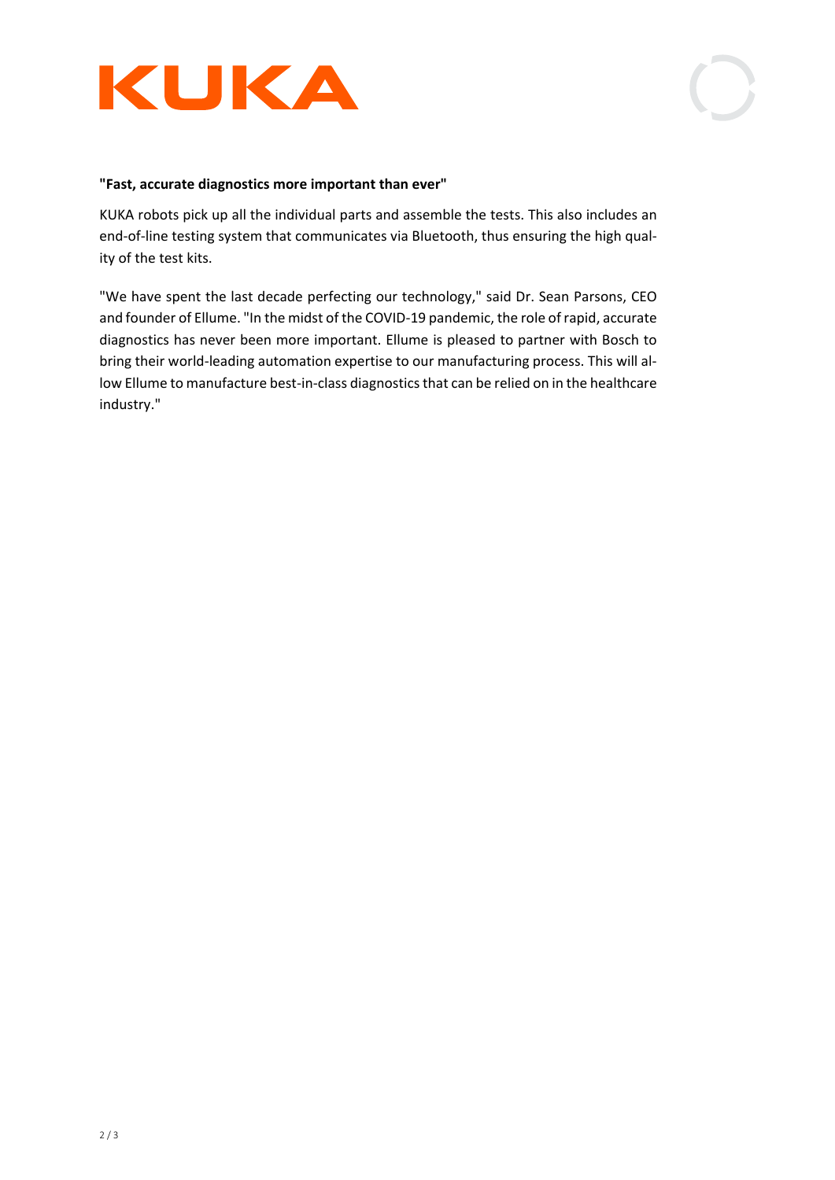**"Fast, accurate diagnostics more important than ever"**

KUKA robots pick up all the individual parts and assemble the tests. This also includes an end-of-line testing system that communicates via Bluetooth, thus ensuring the high quality of the test kits.

"We have spent the last decade perfecting our technology," said Dr. Sean Parsons, CEO and founder of Ellume. "In the midst of the COVID-19 pandemic, the role of rapid, accurate diagnostics has never been more important. Ellume is pleased to partner with Bosch to bring their world-leading automation expertise to our manufacturing process. This will allow Ellume to manufacture best-in-class diagnostics that can be relied on in the healthcare industry."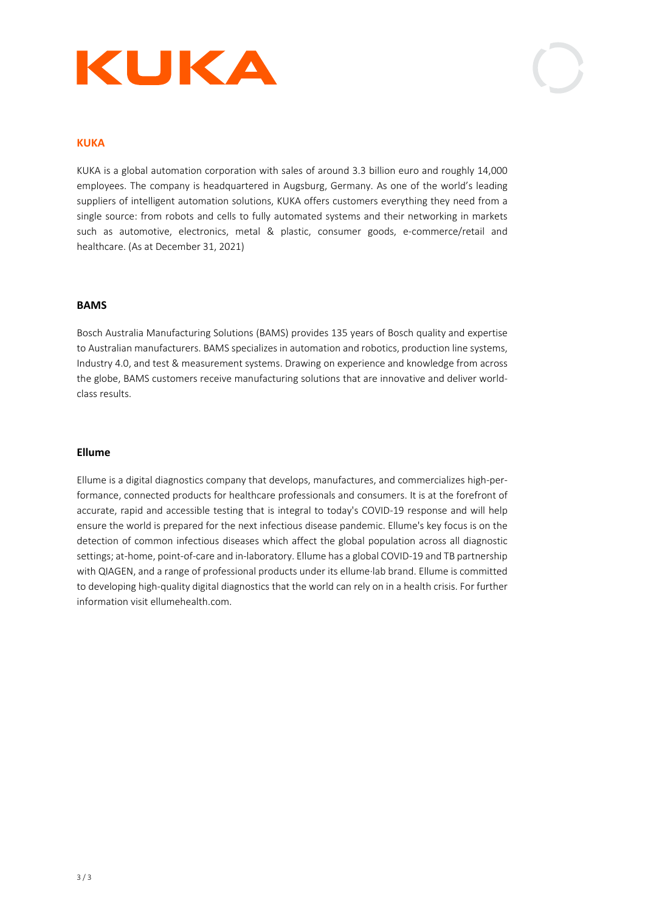## KUKA

KUKA is a global automation corporation with sales of around 3.3 billion euro and roughly 14,000 employees. The company is headquartered in Augsburg, Germany. As one of the world's leading suppliers of intelligent automation solutions, KUKA offers customers everything they need from a single source: from robots and cells to fully automated systems and their networking in markets such as automotive, electronics, metal & plastic, consumer goods, e-commerce/retail and healthcare. (As at December 31, 2021)

## BAMS

Bosch Australia Manufacturing Solutions (BAMS) provides 135 years of Bosch quality and expertise to Australian manufacturers. BAMS specializes in automation and robotics, production line systems, Industry 4.0, and test & measurement systems. Drawing on experience and knowledge from across the globe, BAMS customers receive manufacturing solutions that are innovative and deliver world-class results.

## Ellume

Ellume is a digital diagnostics company that develops, manufactures, and commercializes high-performance, connected products for healthcare professionals and consumers. It is at the forefront of accurate, rapid and accessible testing that is integral to today's COVID-19 response and will help ensure the world is prepared for the next infectious disease pandemic. Ellume's key focus is on the detection of common infectious diseases which affect the global population across all diagnostic settings; at-home, point-of-care and in-laboratory. Ellume has a global COVID-19 and TB partnership with QIAGEN, and a range of professional products under its ellume·lab brand. Ellume is committed to developing high-quality digital diagnostics that the world can rely on in a health crisis. For further information visit ellumehealth.com.